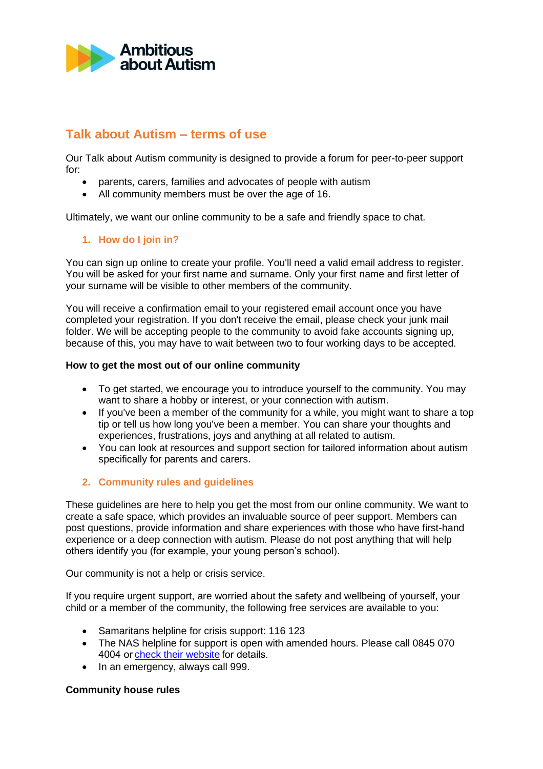Ambitious about Autism

# Talk about Autism – terms of use

Our Talk about Autism community is designed to provide a forum for peer-to-peer support for:

- parents, carers, families and advocates of people with autism
- All community members must be over the age of 16.

Ultimately, we want our online community to be a safe and friendly space to chat.

## 1. How do I join in?

You can sign up online to create your profile. You'll need a valid email address to register. You will be asked for your first name and surname. Only your first name and first letter of your surname will be visible to other members of the community.

You will receive a confirmation email to your registered email account once you have completed your registration. If you don't receive the email, please check your junk mail folder. We will be accepting people to the community to avoid fake accounts signing up, because of this, you may have to wait between two to four working days to be accepted.

**How to get the most out of our online community**

- To get started, we encourage you to introduce yourself to the community. You may want to share a hobby or interest, or your connection with autism.
- If you've been a member of the community for a while, you might want to share a top tip or tell us how long you've been a member. You can share your thoughts and experiences, frustrations, joys and anything at all related to autism.
- You can look at resources and support section for tailored information about autism specifically for parents and carers.

## 2. Community rules and guidelines

These guidelines are here to help you get the most from our online community. We want to create a safe space, which provides an invaluable source of peer support. Members can post questions, provide information and share experiences with those who have first-hand experience or a deep connection with autism. Please do not post anything that will help others identify you (for example, your young person's school).

Our community is not a help or crisis service.

If you require urgent support, are worried about the safety and wellbeing of yourself, your child or a member of the community, the following free services are available to you:

- Samaritans helpline for crisis support: 116 123
- The NAS helpline for support is open with amended hours. Please call 0845 070 4004 or check their website for details.
- In an emergency, always call 999.

**Community house rules**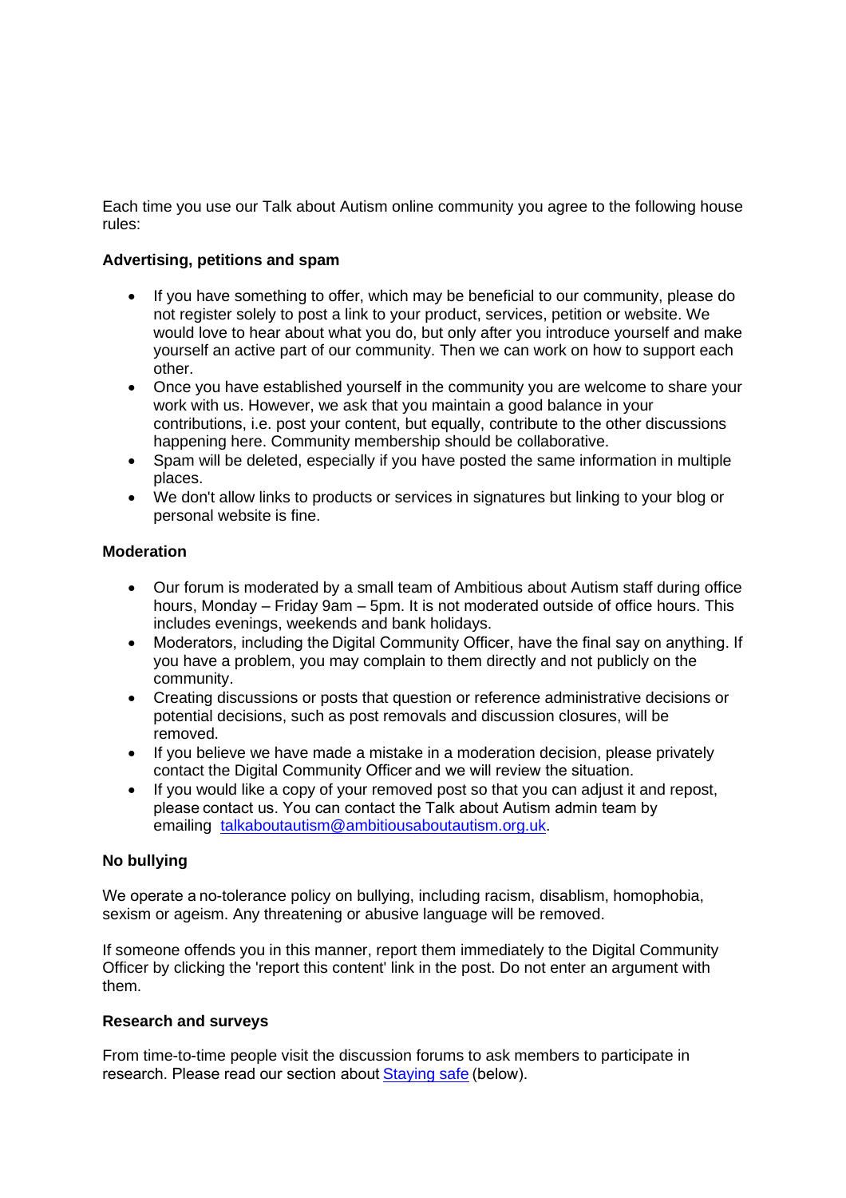Each time you use our Talk about Autism online community you agree to the following house rules:

**Advertising, petitions and spam**

- If you have something to offer, which may be beneficial to our community, please do not register solely to post a link to your product, services, petition or website. We would love to hear about what you do, but only after you introduce yourself and make yourself an active part of our community. Then we can work on how to support each other.
- Once you have established yourself in the community you are welcome to share your work with us. However, we ask that you maintain a good balance in your contributions, i.e. post your content, but equally, contribute to the other discussions happening here. Community membership should be collaborative.
- Spam will be deleted, especially if you have posted the same information in multiple places.
- We don't allow links to products or services in signatures but linking to your blog or personal website is fine.

**Moderation**

- Our forum is moderated by a small team of Ambitious about Autism staff during office hours, Monday – Friday 9am – 5pm. It is not moderated outside of office hours. This includes evenings, weekends and bank holidays.
- Moderators, including the Digital Community Officer, have the final say on anything. If you have a problem, you may complain to them directly and not publicly on the community.
- Creating discussions or posts that question or reference administrative decisions or potential decisions, such as post removals and discussion closures, will be removed.
- If you believe we have made a mistake in a moderation decision, please privately contact the Digital Community Officer and we will review the situation.
- If you would like a copy of your removed post so that you can adjust it and repost, please contact us. You can contact the Talk about Autism admin team by emailing [talkaboutautism@ambitiousaboutautism.org.uk](mailto:talkaboutautism@ambitiousaboutautism.org.uk).

**No bullying**

We operate a no-tolerance policy on bullying, including racism, disablism, homophobia, sexism or ageism. Any threatening or abusive language will be removed.

If someone offends you in this manner, report them immediately to the Digital Community Officer by clicking the 'report this content' link in the post. Do not enter an argument with them.

**Research and surveys**

From time-to-time people visit the discussion forums to ask members to participate in research. Please read our section about Staying safe (below).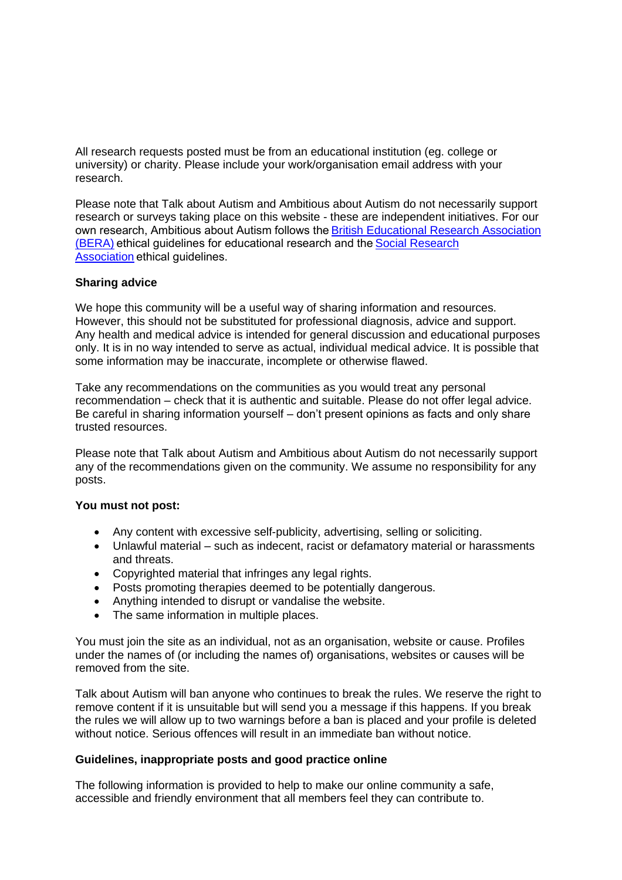All research requests posted must be from an educational institution (eg. college or university) or charity. Please include your work/organisation email address with your research.

Please note that Talk about Autism and Ambitious about Autism do not necessarily support research or surveys taking place on this website - these are independent initiatives. For our own research, Ambitious about Autism follows the British Educational Research Association (BERA) ethical guidelines for educational research and the Social Research Association ethical guidelines.

**Sharing advice**

We hope this community will be a useful way of sharing information and resources. However, this should not be substituted for professional diagnosis, advice and support. Any health and medical advice is intended for general discussion and educational purposes only. It is in no way intended to serve as actual, individual medical advice. It is possible that some information may be inaccurate, incomplete or otherwise flawed.

Take any recommendations on the communities as you would treat any personal recommendation – check that it is authentic and suitable. Please do not offer legal advice. Be careful in sharing information yourself – don't present opinions as facts and only share trusted resources.

Please note that Talk about Autism and Ambitious about Autism do not necessarily support any of the recommendations given on the community. We assume no responsibility for any posts.

**You must not post:**

- Any content with excessive self-publicity, advertising, selling or soliciting.
- Unlawful material – such as indecent, racist or defamatory material or harassments and threats.
- Copyrighted material that infringes any legal rights.
- Posts promoting therapies deemed to be potentially dangerous.
- Anything intended to disrupt or vandalise the website.
- The same information in multiple places.

You must join the site as an individual, not as an organisation, website or cause. Profiles under the names of (or including the names of) organisations, websites or causes will be removed from the site.

Talk about Autism will ban anyone who continues to break the rules. We reserve the right to remove content if it is unsuitable but will send you a message if this happens. If you break the rules we will allow up to two warnings before a ban is placed and your profile is deleted without notice. Serious offences will result in an immediate ban without notice.

**Guidelines, inappropriate posts and good practice online**

The following information is provided to help to make our online community a safe, accessible and friendly environment that all members feel they can contribute to.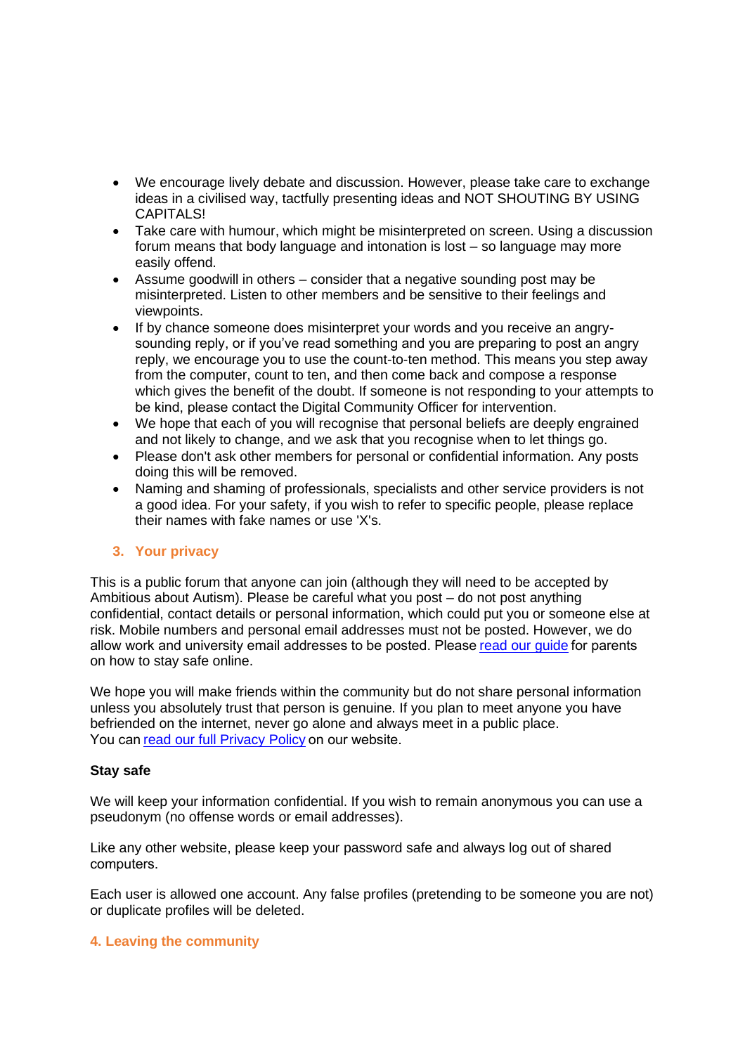- We encourage lively debate and discussion. However, please take care to exchange ideas in a civilised way, tactfully presenting ideas and NOT SHOUTING BY USING CAPITALS!
- Take care with humour, which might be misinterpreted on screen. Using a discussion forum means that body language and intonation is lost – so language may more easily offend.
- Assume goodwill in others – consider that a negative sounding post may be misinterpreted. Listen to other members and be sensitive to their feelings and viewpoints.
- If by chance someone does misinterpret your words and you receive an angry-sounding reply, or if you've read something and you are preparing to post an angry reply, we encourage you to use the count-to-ten method. This means you step away from the computer, count to ten, and then come back and compose a response which gives the benefit of the doubt. If someone is not responding to your attempts to be kind, please contact the Digital Community Officer for intervention.
- We hope that each of you will recognise that personal beliefs are deeply engrained and not likely to change, and we ask that you recognise when to let things go.
- Please don't ask other members for personal or confidential information. Any posts doing this will be removed.
- Naming and shaming of professionals, specialists and other service providers is not a good idea. For your safety, if you wish to refer to specific people, please replace their names with fake names or use 'X's.

## 3. Your privacy

This is a public forum that anyone can join (although they will need to be accepted by Ambitious about Autism). Please be careful what you post – do not post anything confidential, contact details or personal information, which could put you or someone else at risk. Mobile numbers and personal email addresses must not be posted. However, we do allow work and university email addresses to be posted. Please read our guide for parents on how to stay safe online.

We hope you will make friends within the community but do not share personal information unless you absolutely trust that person is genuine. If you plan to meet anyone you have befriended on the internet, never go alone and always meet in a public place.
You can read our full Privacy Policy on our website.

**Stay safe**

We will keep your information confidential. If you wish to remain anonymous you can use a pseudonym (no offense words or email addresses).

Like any other website, please keep your password safe and always log out of shared computers.

Each user is allowed one account. Any false profiles (pretending to be someone you are not) or duplicate profiles will be deleted.

## 4. Leaving the community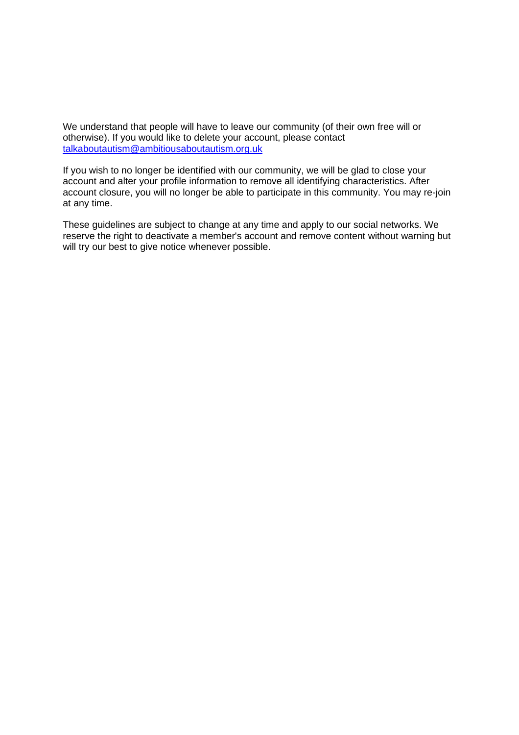We understand that people will have to leave our community (of their own free will or otherwise). If you would like to delete your account, please contact [talkaboutautism@ambitiousaboutautism.org.uk](mailto:talkaboutautism@ambitiousaboutautism.org.uk)

If you wish to no longer be identified with our community, we will be glad to close your account and alter your profile information to remove all identifying characteristics. After account closure, you will no longer be able to participate in this community. You may re-join at any time.

These guidelines are subject to change at any time and apply to our social networks. We reserve the right to deactivate a member's account and remove content without warning but will try our best to give notice whenever possible.